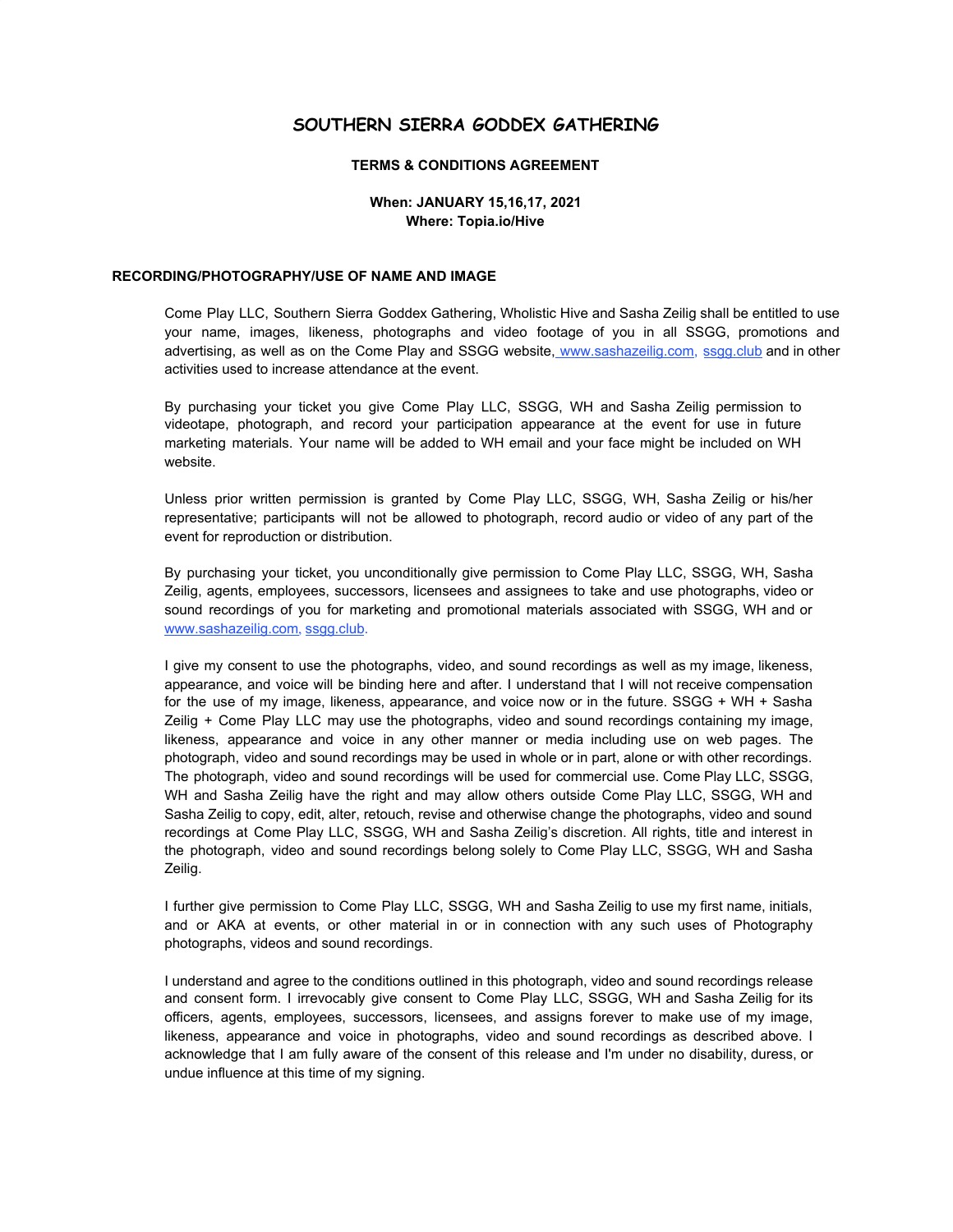# SOUTHERN SIERRA GODDEX GATHERING

**TERMS & CONDITIONS AGREEMENT**

**When: JANUARY 15,16,17, 2021**
**Where: Topia.io/Hive**

## RECORDING/PHOTOGRAPHY/USE OF NAME AND IMAGE

Come Play LLC, Southern Sierra Goddex Gathering, Wholistic Hive and Sasha Zeilig shall be entitled to use your name, images, likeness, photographs and video footage of you in all SSGG, promotions and advertising, as well as on the Come Play and SSGG website, www.sashazeilig.com, ssgg.club and in other activities used to increase attendance at the event.

By purchasing your ticket you give Come Play LLC, SSGG, WH and Sasha Zeilig permission to videotape, photograph, and record your participation appearance at the event for use in future marketing materials. Your name will be added to WH email and your face might be included on WH website.

Unless prior written permission is granted by Come Play LLC, SSGG, WH, Sasha Zeilig or his/her representative; participants will not be allowed to photograph, record audio or video of any part of the event for reproduction or distribution.

By purchasing your ticket, you unconditionally give permission to Come Play LLC, SSGG, WH, Sasha Zeilig, agents, employees, successors, licensees and assignees to take and use photographs, video or sound recordings of you for marketing and promotional materials associated with SSGG, WH and or www.sashazeilig.com, ssgg.club.

I give my consent to use the photographs, video, and sound recordings as well as my image, likeness, appearance, and voice will be binding here and after. I understand that I will not receive compensation for the use of my image, likeness, appearance, and voice now or in the future. SSGG + WH + Sasha Zeilig + Come Play LLC may use the photographs, video and sound recordings containing my image, likeness, appearance and voice in any other manner or media including use on web pages. The photograph, video and sound recordings may be used in whole or in part, alone or with other recordings. The photograph, video and sound recordings will be used for commercial use. Come Play LLC, SSGG, WH and Sasha Zeilig have the right and may allow others outside Come Play LLC, SSGG, WH and Sasha Zeilig to copy, edit, alter, retouch, revise and otherwise change the photographs, video and sound recordings at Come Play LLC, SSGG, WH and Sasha Zeilig's discretion. All rights, title and interest in the photograph, video and sound recordings belong solely to Come Play LLC, SSGG, WH and Sasha Zeilig.

I further give permission to Come Play LLC, SSGG, WH and Sasha Zeilig to use my first name, initials, and or AKA at events, or other material in or in connection with any such uses of Photography photographs, videos and sound recordings.

I understand and agree to the conditions outlined in this photograph, video and sound recordings release and consent form. I irrevocably give consent to Come Play LLC, SSGG, WH and Sasha Zeilig for its officers, agents, employees, successors, licensees, and assigns forever to make use of my image, likeness, appearance and voice in photographs, video and sound recordings as described above. I acknowledge that I am fully aware of the consent of this release and I'm under no disability, duress, or undue influence at this time of my signing.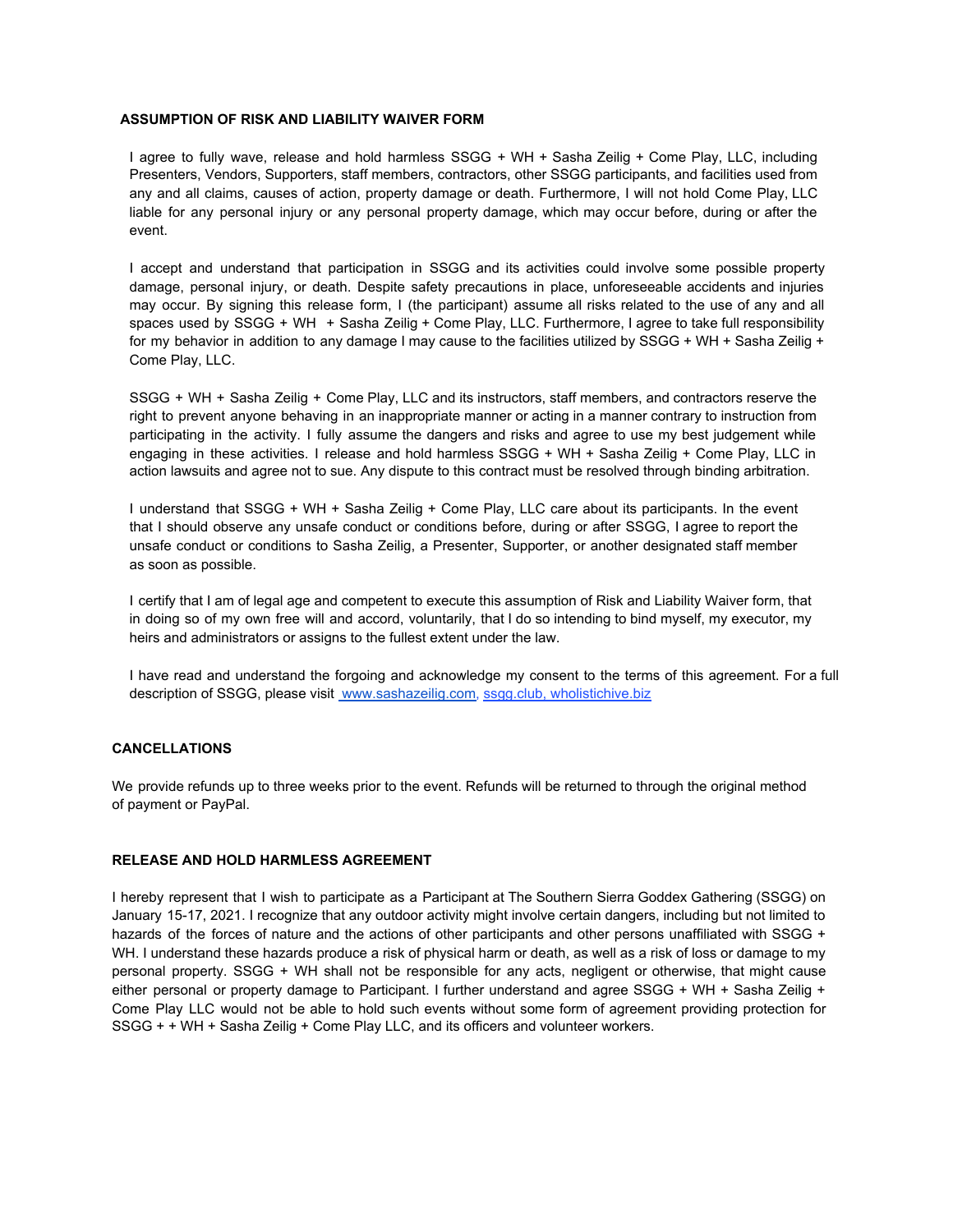## ASSUMPTION OF RISK AND LIABILITY WAIVER FORM

I agree to fully wave, release and hold harmless SSGG + WH + Sasha Zeilig + Come Play, LLC, including Presenters, Vendors, Supporters, staff members, contractors, other SSGG participants, and facilities used from any and all claims, causes of action, property damage or death. Furthermore, I will not hold Come Play, LLC liable for any personal injury or any personal property damage, which may occur before, during or after the event.

I accept and understand that participation in SSGG and its activities could involve some possible property damage, personal injury, or death. Despite safety precautions in place, unforeseeable accidents and injuries may occur. By signing this release form, I (the participant) assume all risks related to the use of any and all spaces used by SSGG + WH + Sasha Zeilig + Come Play, LLC. Furthermore, I agree to take full responsibility for my behavior in addition to any damage I may cause to the facilities utilized by SSGG + WH + Sasha Zeilig + Come Play, LLC.

SSGG + WH + Sasha Zeilig + Come Play, LLC and its instructors, staff members, and contractors reserve the right to prevent anyone behaving in an inappropriate manner or acting in a manner contrary to instruction from participating in the activity. I fully assume the dangers and risks and agree to use my best judgement while engaging in these activities. I release and hold harmless SSGG + WH + Sasha Zeilig + Come Play, LLC in action lawsuits and agree not to sue. Any dispute to this contract must be resolved through binding arbitration.

I understand that SSGG + WH + Sasha Zeilig + Come Play, LLC care about its participants. In the event that I should observe any unsafe conduct or conditions before, during or after SSGG, I agree to report the unsafe conduct or conditions to Sasha Zeilig, a Presenter, Supporter, or another designated staff member as soon as possible.

I certify that I am of legal age and competent to execute this assumption of Risk and Liability Waiver form, that in doing so of my own free will and accord, voluntarily, that I do so intending to bind myself, my executor, my heirs and administrators or assigns to the fullest extent under the law.

I have read and understand the forgoing and acknowledge my consent to the terms of this agreement. For a full description of SSGG, please visit www.sashazeilig.com, ssgg.club, wholistichive.biz

## CANCELLATIONS

We provide refunds up to three weeks prior to the event. Refunds will be returned to through the original method of payment or PayPal.

## RELEASE AND HOLD HARMLESS AGREEMENT

I hereby represent that I wish to participate as a Participant at The Southern Sierra Goddex Gathering (SSGG) on January 15-17, 2021. I recognize that any outdoor activity might involve certain dangers, including but not limited to hazards of the forces of nature and the actions of other participants and other persons unaffiliated with SSGG + WH. I understand these hazards produce a risk of physical harm or death, as well as a risk of loss or damage to my personal property. SSGG + WH shall not be responsible for any acts, negligent or otherwise, that might cause either personal or property damage to Participant. I further understand and agree SSGG + WH + Sasha Zeilig + Come Play LLC would not be able to hold such events without some form of agreement providing protection for SSGG + + WH + Sasha Zeilig + Come Play LLC, and its officers and volunteer workers.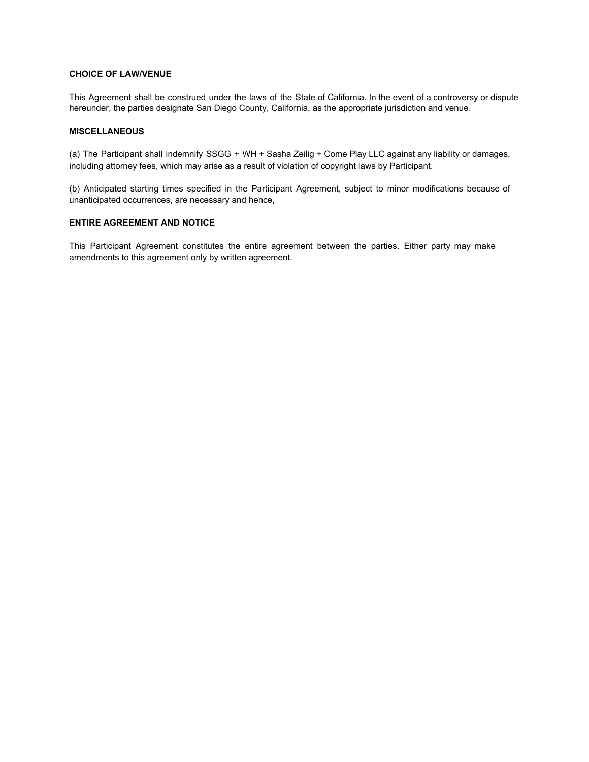**CHOICE OF LAW/VENUE**

This Agreement shall be construed under the laws of the State of California. In the event of a controversy or dispute hereunder, the parties designate San Diego County, California, as the appropriate jurisdiction and venue.

**MISCELLANEOUS**

(a) The Participant shall indemnify SSGG + WH + Sasha Zeilig + Come Play LLC against any liability or damages, including attorney fees, which may arise as a result of violation of copyright laws by Participant.

(b) Anticipated starting times specified in the Participant Agreement, subject to minor modifications because of unanticipated occurrences, are necessary and hence,

**ENTIRE AGREEMENT AND NOTICE**

This Participant Agreement constitutes the entire agreement between the parties. Either party may make amendments to this agreement only by written agreement.